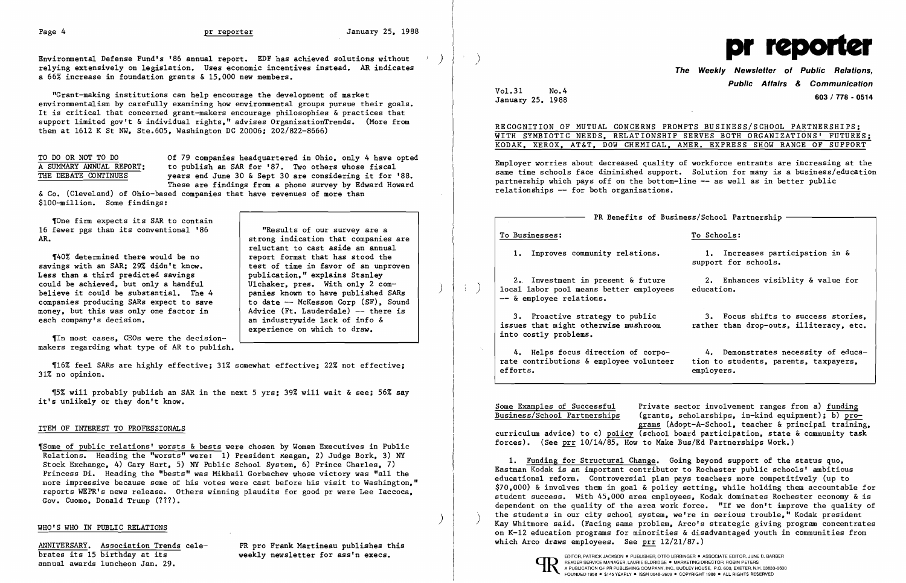Environmental Defense Fund's '86 annual report. EDF has achieved solutions without relying extensively on legislation. Uses economic incentives instead. AR indicates a 66% increase in foundation grants & 15,000 new members.

"Grant-making institutions can help encourage the development of market environmentalism by carefully examining how environmental groups pursue their goals. It is critical that concerned grant-makers encourage philosophies & practices that support limited gov't & individual rights," advises OrganizationTrends. (More from them at 1612 K St NW, Ste.605, Washington DC 20006; 202/822-8666)

TO DO OR NOT TO DO A SUMMARY ANNUAL REPORT; THE DEBATE CONTINUES

Of 79 companies headquartered in Ohio, only 4 have opted to publish an SAR for '87. Two others whose fiscal years end June 30 & Sept 30 are considering it for '88. These are findings from a phone survey by Edward Howard & Co. (Cleveland) of Ohio-based companies that have revenues of more than $100-million. Some findings:

¶One firm expects its SAR to contain 16 fewer pgs than its conventional '86 AR.

¶40% determined there would be no savings with an SAR; 29% didn't know. Less than a third predicted savings could be achieved, but only a handful believe it could be substantial. The 4 companies producing SARs expect to save money, but this was only one factor in each company's decision.

¶In most cases, CEOs were the decision-makers regarding what type of AR to publish.

> "Results of our survey are a strong indication that companies are reluctant to cast aside an annual report format that has stood the test of time in favor of an unproven publication," explains Stanley Ulchaker, pres. With only 2 companies known to have published SARs to date -- McKesson Corp (SF), Sound Advice (Ft. Lauderdale) -- there is an industrywide lack of info & experience on which to draw.

¶16% feel SARs are highly effective; 31% somewhat effective; 22% not effective; 31% no opinion.

¶5% will probably publish an SAR in the next 5 yrs; 39% will wait & see; 56% say it's unlikely or they don't know.

## ITEM OF INTEREST TO PROFESSIONALS

¶Some of public relations' worsts & bests were chosen by Women Executives in Public Relations. Heading the "worsts" were: 1) President Reagan, 2) Judge Bork, 3) NY Stock Exchange, 4) Gary Hart, 5) NY Public School System, 6) Prince Charles, 7) Princess Di. Heading the "bests" was Mikhail Gorbachev whose victory was "all the more impressive because some of his votes were cast before his visit to Washington," reports WEPR's news release. Others winning plaudits for good pr were Lee Iaccoca, Gov. Cuomo, Donald Trump (???).

## WHO'S WHO IN PUBLIC RELATIONS

ANNIVERSARY. Association Trends celebrates its 15 birthday at its annual awards luncheon Jan. 29.

PR pro Frank Martineau publishes this weekly newsletter for ass'n execs.

# pr reporter

**The Weekly Newsletter of Public Relations, Public Affairs & Communication**

**603 / 778 - 0514**

Vol.31 No.4
January 25, 1988

## RECOGNITION OF MUTUAL CONCERNS PROMPTS BUSINESS/SCHOOL PARTNERSHIPS; WITH SYMBIOTIC NEEDS, RELATIONSHIP SERVES BOTH ORGANIZATIONS' FUTURES; KODAK, XEROX, AT&T, DOW CHEMICAL, AMER. EXPRESS SHOW RANGE OF SUPPORT

Employer worries about decreased quality of workforce entrants are increasing at the same time schools face diminished support. Solution for many is a business/education partnership which pays off on the bottom-line -- as well as in better public relationships -- for both organizations.

**PR Benefits of Business/School Partnership**

| To Businesses: | To Schools: |
|---|---|
| 1. Improves community relations. | 1. Increases participation in & support for schools. |
| 2. Investment in present & future local labor pool means better employees -- & employee relations. | 2. Enhances visiblity & value for education. |
| 3. Proactive strategy to public issues that might otherwise mushroom into costly problems. | 3. Focus shifts to success stories, rather than drop-outs, illiteracy, etc. |
| 4. Helps focus direction of corporate contributions & employee volunteer efforts. | 4. Demonstrates necessity of education to students, parents, taxpayers, employers. |

Some Examples of Successful Business/School Partnerships

Private sector involvement ranges from a) funding (grants, scholarships, in-kind equipment); b) programs (Adopt-A-School, teacher & principal training, curriculum advice) to c) policy (school board participation, state & community task forces). (See prr 10/14/85, How to Make Bus/Ed Partnerships Work.)

1. Funding for Structural Change. Going beyond support of the status quo, Eastman Kodak is an important contributor to Rochester public schools' ambitious educational reform. Controversial plan pays teachers more competitively (up to $70,000) & involves them in goal & policy setting, while holding them accountable for student success. With 45,000 area employees, Kodak dominates Rochester economy & is dependent on the quality of the area work force. "If we don't improve the quality of the students in our city school system, we're in serious trouble," Kodak president Kay Whitmore said. (Facing same problem, Arco's strategic giving program concentrates on K-12 education programs for minorities & disadvantaged youth in communities from which Arco draws employees. See prr 12/21/87.)

EDITOR, PATRICK JACKSON • PUBLISHER, OTTO LERBINGER • ASSOCIATE EDITOR, JUNE D. BARBER
READER SERVICE MANAGER, LAURIE ELDRIDGE • MARKETING DIRECTOR, ROBIN PETERS
A PUBLICATION OF PR PUBLISHING COMPANY, INC., DUDLEY HOUSE, P.O. 600, EXETER, N.H. 03833-0600
FOUNDED 1958 • $145 YEARLY • ISSN 0048-2609 • COPYRIGHT 1988 • ALL RIGHTS RESERVED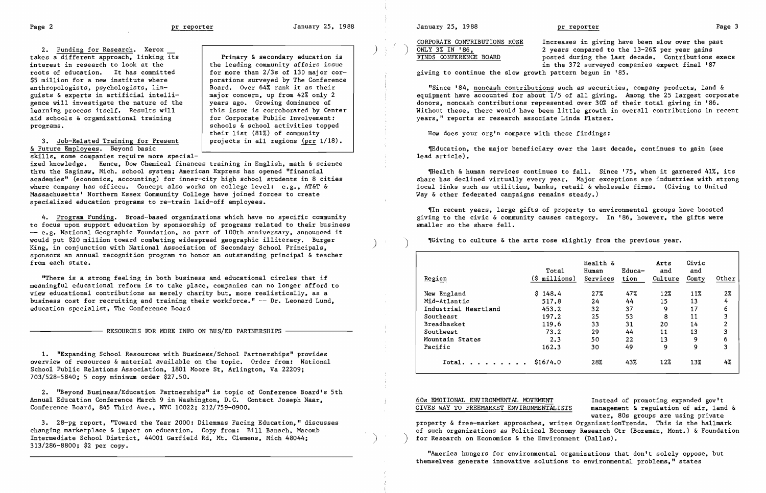2. Funding for Research. Xerox takes a different approach, linking its interest in research to look at the roots of education. It has committed $5 million for a new institute where anthropologists, psychologists, linguists & experts in artificial intelligence will investigate the nature of the learning process itself. Results will aid schools & organizational training programs.

> Primary & secondary education is the leading community affairs issue for more than 2/3s of 130 major corporations surveyed by The Conference Board. Over 64% rank it as their major concern, up from 42% only 2 years ago. Growing dominance of this issue is corroborated by Center for Corporate Public Involvement: schools & school activities topped their list (81%) of community projects in all regions (prr 1/18).

3. Job-Related Training for Present & Future Employees. Beyond basic skills, some companies require more specialized knowledge. Hence, Dow Chemical finances training in English, math & science thru the Saginaw, Mich. school system; American Express has opened "financial academies" (economics, accounting) for inner-city high school students in 8 cities where company has offices. Concept also works on college level: e.g., AT&T & Massachusetts' Northern Essex Community College have joined forces to create specialized education programs to re-train laid-off employees.

4. Program Funding. Broad-based organizations which have no specific community to focus upon support education by sponsorship of programs related to their business -- e.g. National Geographic Foundation, as part of 100th anniversary, announced it would put $20 million toward combating widespread geographic illiteracy. Burger King, in conjunction with National Association of Secondary School Principals, sponsors an annual recognition program to honor an outstanding principal & teacher from each state.

"There is a strong feeling in both business and educational circles that if meaningful educational reform is to take place, companies can no longer afford to view educational contributions as merely charity but, more realistically, as a business cost for recruiting and training their workforce." -- Dr. Leonard Lund, education specialist, The Conference Board

## RESOURCES FOR MORE INFO ON BUS/ED PARTNERSHIPS

1. "Expanding School Resources with Business/School Partnerships" provides overview of resources & material available on the topic. Order from: National School Public Relations Association, 1801 Moore St, Arlington, Va 22209; 703/528-5840; 5 copy minimum order $27.50.

2. "Beyond Business/Education Partnerships" is topic of Conference Board's 5th Annual Education Conference March 9 in Washington, D.C. Contact Joseph Naar, Conference Board, 845 Third Ave., NYC 10022; 212/759-0900.

3. 28-pg report, "Toward the Year 2000: Dilemmas Facing Education," discusses changing marketplace & impact on education. Copy from: Bill Banach, Macomb Intermediate School District, 44001 Garfield Rd, Mt. Clemens, Mich 48044; 313/286-8800; $2 per copy.

---

## CORPORATE CONTRIBUTIONS ROSE ONLY 3% IN '86, FINDS CONFERENCE BOARD

Increases in giving have been slow over the past 2 years compared to the 13-26% per year gains posted during the last decade. Contributions execs in the 372 surveyed companies expect final '87 giving to continue the slow growth pattern begun in '85.

"Since '84, noncash contributions such as securities, company products, land & equipment have accounted for about 1/5 of all giving. Among the 25 largest corporate donors, noncash contributions represented over 30% of their total giving in '86. Without these, there would have been little growth in overall contributions in recent years," reports sr research associate Linda Platzer.

How does your org'n compare with these findings:

¶Education, the major beneficiary over the last decade, continues to gain (see lead article).

¶Health & human services continues to fall. Since '75, when it garnered 41%, its share has declined virtually every year. Major exceptions are industries with strong local links such as utilities, banks, retail & wholesale firms. (Giving to United Way & other federated campaigns remains steady.)

¶In recent years, large gifts of property to environmental groups have boosted giving to the civic & community causes category. In '86, however, the gifts were smaller so the share fell.

¶Giving to culture & the arts rose slightly from the previous year.

| Region | Total ($ millions) | Health & Human Services | Education | Arts and Culture | Civic and Comty | Other |
|---|---|---|---|---|---|---|
| New England | $ 148.4 | 27% | 47% | 12% | 11% | 2% |
| Mid-Atlantic | 517.8 | 24 | 44 | 15 | 13 | 4 |
| Industrial Heartland | 453.2 | 32 | 37 | 9 | 17 | 6 |
| Southeast | 197.2 | 25 | 53 | 8 | 11 | 3 |
| Breadbasket | 119.6 | 33 | 31 | 20 | 14 | 2 |
| Southwest | 73.2 | 29 | 44 | 11 | 13 | 3 |
| Mountain States | 2.3 | 50 | 22 | 13 | 9 | 6 |
| Pacific | 162.3 | 30 | 49 | 9 | 9 | 3 |
| Total. . . . . . . . . | $1674.0 | 28% | 43% | 12% | 13% | 4% |

## 60s EMOTIONAL ENVIRONMENTAL MOVEMENT GIVES WAY TO FREEMARKET ENVIRONMENTALISTS

Instead of promoting expanded gov't management & regulation of air, land & water, 80s groups are using private property & free-market approaches, writes OrganizationTrends. This is the hallmark of such organizations as Political Economy Research Ctr (Bozeman, Mont.) & Foundation for Research on Economics & the Environment (Dallas).

"America hungers for environmental organizations that don't solely oppose, but themselves generate innovative solutions to environmental problems," states